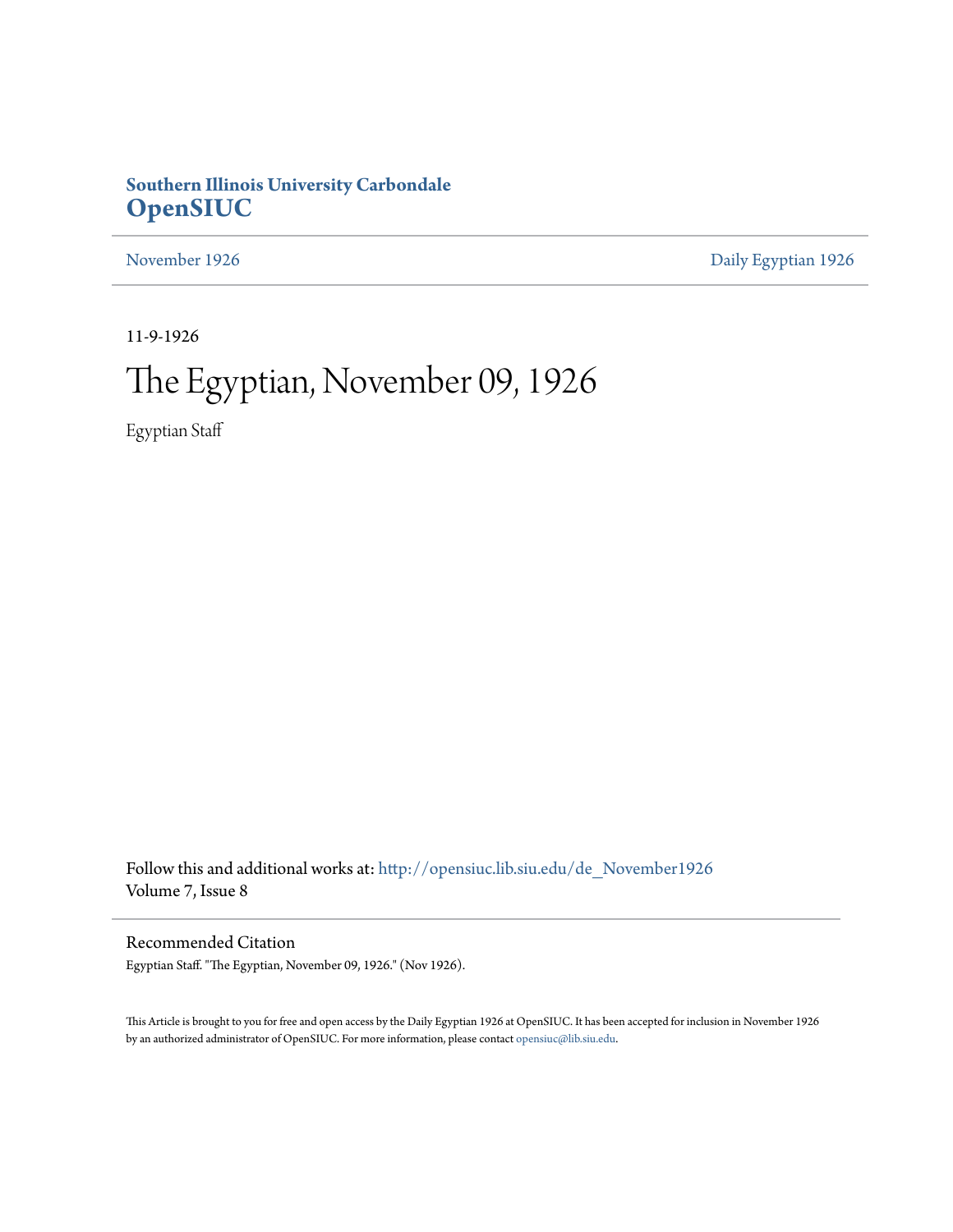**Southern Illinois University Carbondale**
**OpenSIUC**

November 1926 | Daily Egyptian 1926

11-9-1926

# The Egyptian, November 09, 1926

Egyptian Staff

Follow this and additional works at: http://opensiuc.lib.siu.edu/de_November1926
Volume 7, Issue 8

## Recommended Citation

Egyptian Staff. "The Egyptian, November 09, 1926." (Nov 1926).

This Article is brought to you for free and open access by the Daily Egyptian 1926 at OpenSIUC. It has been accepted for inclusion in November 1926 by an authorized administrator of OpenSIUC. For more information, please contact opensiuc@lib.siu.edu.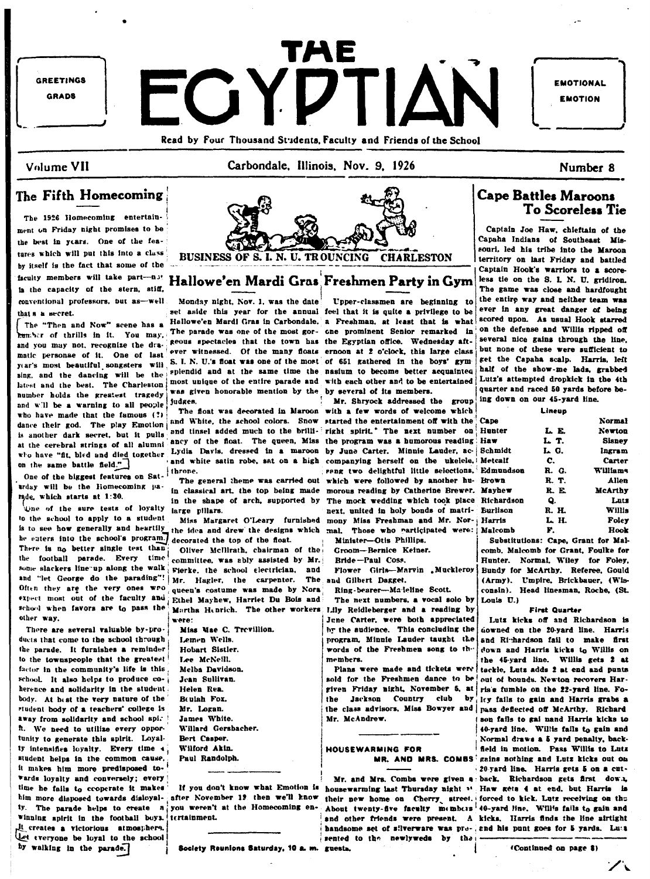GREETINGS GRADS

# THE EGYPTIAN

EMOTIONAL EMOTION

Read by Four Thousand Students, Faculty and Friends of the School

Volume VII — Carbondale, Illinois, Nov. 9, 1926 — Number 8

## The Fifth Homecoming

The 1926 Homecoming entertainment on Friday night promises to be the best in years. One of the features which will put this into a class by itself is the fact that some of the faculty members will take part—not in the capacity of the stern, stiff, conventional professors, but as—well that's a secret.

The "Then and Now" scene has a number of thrills in it. You may, and you may not, recognize the dramatic personae of it. One of last year's most beautiful songsters will sing, and the dancing will be the latest and the best. The Charleston number holds the greatest tragedy and will be a warning to all people who have made that the famous (?) dance their god. The play Emotion is another dark secret, but it pulls at the cerebral strings of all alumni who have "fit, bled and died together on the same battle field."

One of the biggest features on Saturday will be the Homecoming parade, which starts at 1:30.

One of the sure tests of loyalty to the school to apply to a student is to see how generally and heartily he enters into the school's program. There is no better single test than the football parade. Every time some slackers line up along the walk and "let George do the parading"! Often they are the very ones who expect most out of the faculty and school when favors are to pass the other way.

There are several valuable by-products that come to the school through the parade. It furnishes a reminder to the townspeople that the greatest factor in the community's life is this school. It also helps to produce coherence and solidarity in the student body. At best the very nature of the student body of a teachers' college is away from solidarity and school spirit. We need to utilize every opportunity to generate this spirit. Loyalty intensifies loyalty. Every time a student helps in the common cause, it makes him more predisposed towards loyalty and conversely; every time he fails to cooperate it makes him more disposed towards disloyalty. The parade helps to create a winning spirit in the football boys. It creates a victorious atmosphere. Let everyone be loyal to the school by walking in the parade.

BUSINESS OF S. I. N. U. TROUNCING CHARLESTON

## Hallowe'en Mardi Gras

Monday night, Nov. 1, was the date set aside this year for the annual Hallowe'en Mardi Gras in Carbondale. The parade was one of the most gorgeous spectacles that the town has ever witnessed. Of the many floats S. I. N. U.'s float was one of the most splendid and at the same time the most unique of the entire parade and was given honorable mention by the judges.

The float was decorated in Maroon and White, the school colors. Snow and tinsel added much to the brilliancy of the float. The queen, Miss Lydia Davis, dressed in a maroon and white satin robe, sat on a high throne.

The general theme was carried out in classical art, the top being made in the shape of arch, supported by large pillars.

Miss Margaret O'Leary furnished the idea and drew the designs which decorated the top of the float.

Oliver McIlrath, chairman of the committee, was ably assisted by Mr. Fierke, the school electrician, and Mr. Hagler, the carpenter. The queen's costume was made by Nora Ethel Mayhew, Harriet Du Bois and Martha Henrich. The other workers were:

Miss Mae C. Trevillion.
Lemen Wells.
Hobart Sistler.
Lee McNeill.
Melba Davidson.
Jean Sullivan.
Helen Rea.
Beulah Fox.
Mr. Logan.
James White.
Willard Gersbacher.
Bert Casper.
Wilford Akin.
Paul Randolph.

If you don't know what Emotion is after November 19 then we'll know you weren't at the Homecoming entertainment.

Society Reunions Saturday, 10 a. m.

## Freshmen Party in Gym

Upper-classmen are beginning to feel that it is quite a privilege to be a Freshman, at least that is what one prominent Senior remarked in the Egyptian office. Wednesday afternoon at 2 o'clock, this large class of 651 gathered in the boys' gymnasium to become better acquainted with each other and to be entertained by several of its members.

Mr. Shryock addressed the group with a few words of welcome which started the entertainment off with the right spirit. The next number on the program was a humorous reading by June Carter. Minnie Lauder, accompanying herself on the ukelele, sang two delightful little selections, which were followed by another humorous reading by Catherine Brewer. The mock wedding which took place next, united in holy bonds of matrimony Miss Freshman and Mr. Normal. Those who participated were:

Minister—Otis Phillips.
Groom—Bernice Keiner.
Bride—Paul Coss.
Flower Girls—Marvin Muckleroy and Gilbert Dagget.
Ring-bearer—Madeline Scott.

The next numbers, a vocal solo by Lily Reidleberger and a reading by June Carter, were both appreciated by the audience. This concluding the program, Minnie Lauder taught the words of the Freshmen song to the members.

Plans were made and tickets were sold for the Freshmen dance to be given Friday night, November 5, at the Jackson Country club by the class advisors, Miss Bowyer and Mr. McAndrew.

### HOUSEWARMING FOR MR. AND MRS. COMBS

Mr. and Mrs. Combs were given a housewarming last Thursday night at their new home on Cherry street. About twenty-five faculty members and other friends were present. A handsome set of silverware was presented to the newlyweds by the guests.

## Cape Battles Maroons To Scoreless Tie

Captain Joe Haw, chieftain of the Capaha Indians of Southeast Missouri, led his tribe into the Maroon territory on last Friday and battled Captain Hook's warriors to a scoreless tie on the S. I. N. U. gridiron. The game was close and hardfought the entire way and neither team was ever in any great danger of being scored upon. As usual Hook starred on the defense and Willis ripped off several nice gains through the line, but none of these were sufficient to get the Capaha scalp. Harris, left half of the show-me lads, grabbed Lutz's attempted dropkick in the 4th quarter and raced 50 yards before being down on our 45-yard line.

Lineup

| Cape | | Normal |
|---|---|---|
| Hunter | L. E. | Newton |
| Haw | L. T. | Sisney |
| Schmidt | L. G. | Ingram |
| Metcalf | C. | Carter |
| Edmundson | R. G. | Williams |
| Brown | R. T. | Allen |
| Mayhew | R. E. | McArthy |
| Richardson | Q. | Lutz |
| Burlison | R. H. | Willis |
| Harris | L. H. | Foley |
| Malcomb | F. | Hook |

Substitutions: Cape, Grant for Malcomb, Malcomb for Grant, Foulke for Hunter. Normal, Wiley for Foley, Bundy for McArthy. Referee, Gould (Army). Umpire, Brickbauer, (Wisconsin). Head linesman, Roche, (St. Louis U.)

**First Quarter**

Lutz kicks off and Richardson is downed on the 20-yard line. Harris and Richardson fail to make first down and Harris kicks to Willis on the 45-yard line. Willis gets 2 at tackle, Lutz adds 2 at end and punts out of bounds. Newton recovers Harris's fumble on the 22-yard line. Foley fails to gain and Harris grabs a pass deflected off McArthy. Richardson fails to gain and Harris kicks to 40-yard line. Willis fails to gain and Normal draws a 5 yard penalty, backfield in motion. Pass Willis to Lutz gains nothing and Lutz kicks out on 20 yard line. Harris gets 5 on a cutback. Richardson gets first down. Haw gets 4 at end, but Harris is forced to kick. Lutz receiving on the 40-yard line. Willis fails to gain and kicks. Harris finds the line airtight and his punt goes for 5 yards. Lutz

(Continued on page 8)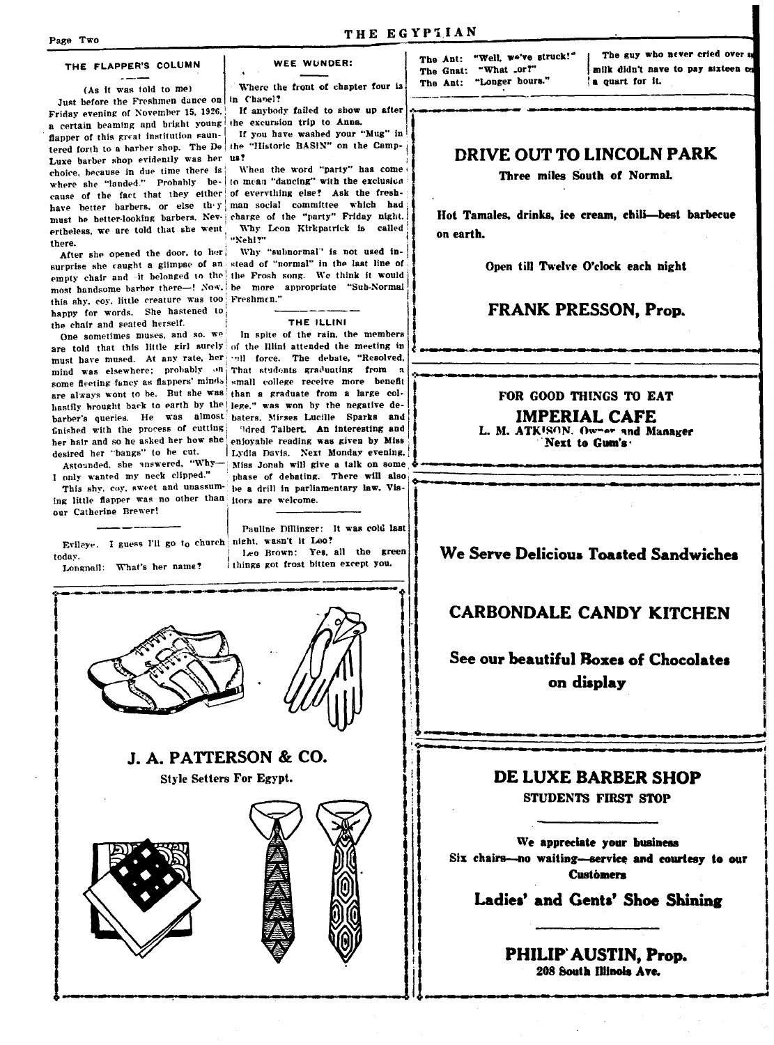## THE FLAPPER'S COLUMN

(As it was told to me)

Just before the Freshmen dance on Friday evening of November 15, 1926, a certain beaming and bright young flapper of this great institution sauntered forth to a barber shop. The De Luxe barber shop evidently was her choice, because in due time there is where she "landed." Probably because of the fact that they either have better barbers, or else they must be better-looking barbers. Nevertheless, we are told that she went there.

After she opened the door, to her surprise she caught a glimpse of an empty chair and it belonged to the most handsome barber there—! Now, this shy, coy, little creature was too happy for words. She hastened to the chair and seated herself.

One sometimes muses, and so, we are told that this little girl surely must have mused. At any rate, her mind was elsewhere; probably on some fleeting fancy as flappers' minds are always wont to be. But she was hastily brought back to earth by the barber's queries. He was almost finished with the process of cutting her hair and so he asked her how she desired her "bangs" to be cut.

Astounded, she answered, "Why—I only wanted my neck clipped."

This shy, coy, sweet and unassuming little flapper was no other than our Catherine Brewer!

---

Evileye: I guess I'll go to church today.

Longnail: What's her name?

## WEE WUNDER:

Where the front of chapter four is in Chapel?

If anybody failed to show up after the excursion trip to Anna.

If you have washed your "Mug" in the "Historic BASIN" on the Campus?

When the word "party" has come to mean "dancing" with the exclusion of everything else? Ask the freshman social committee which had charge of the "party" Friday night.

Why Leon Kirkpatrick is called "Nehi?"

Why "subnormal" is not used instead of "normal" in the last line of the Frosh song. We think it would be more appropriate "Sub-Normal Freshmen."

## THE ILLINI

In spite of the rain, the members of the Illini attended the meeting in full force. The debate, "Resolved, That students graduating from a small college receive more benefit than a graduate from a large college," was won by the negative debaters, Misses Lucille Sparks and Mildred Talbert. An interesting and enjoyable reading was given by Miss Lydia Davis. Next Monday evening, Miss Jonah will give a talk on some phase of debating. There will also be a drill in parliamentary law. Visitors are welcome.

---

Pauline Dillinger: It was cold last night, wasn't it Leo?

Leo Brown: Yes, all the green things got frost bitten except you.

---

The Ant: "Well, we've struck!"
The Gnat: "What for?"
The Ant: "Longer hours."

The guy who never cried over milk didn't have to pay sixteen cents a quart for it.

---

## DRIVE OUT TO LINCOLN PARK

**Three miles South of Normal.**

**Hot Tamales, drinks, ice cream, chili—best barbecue on earth.**

**Open till Twelve O'clock each night**

## FRANK PRESSON, Prop.

---

**FOR GOOD THINGS TO EAT**

## IMPERIAL CAFE

**L. M. ATKISON, Owner and Manager**
**Next to Gum's**

---

## We Serve Delicious Toasted Sandwiches

## CARBONDALE CANDY KITCHEN

## See our beautiful Boxes of Chocolates on display

---

## J. A. PATTERSON & CO.

**Style Setters For Egypt.**

---

## DE LUXE BARBER SHOP

**STUDENTS FIRST STOP**

**We appreciate your business**
**Six chairs—no waiting—service and courtesy to our Customers**

## Ladies' and Gents' Shoe Shining

## PHILIP AUSTIN, Prop.

**208 South Illinois Ave.**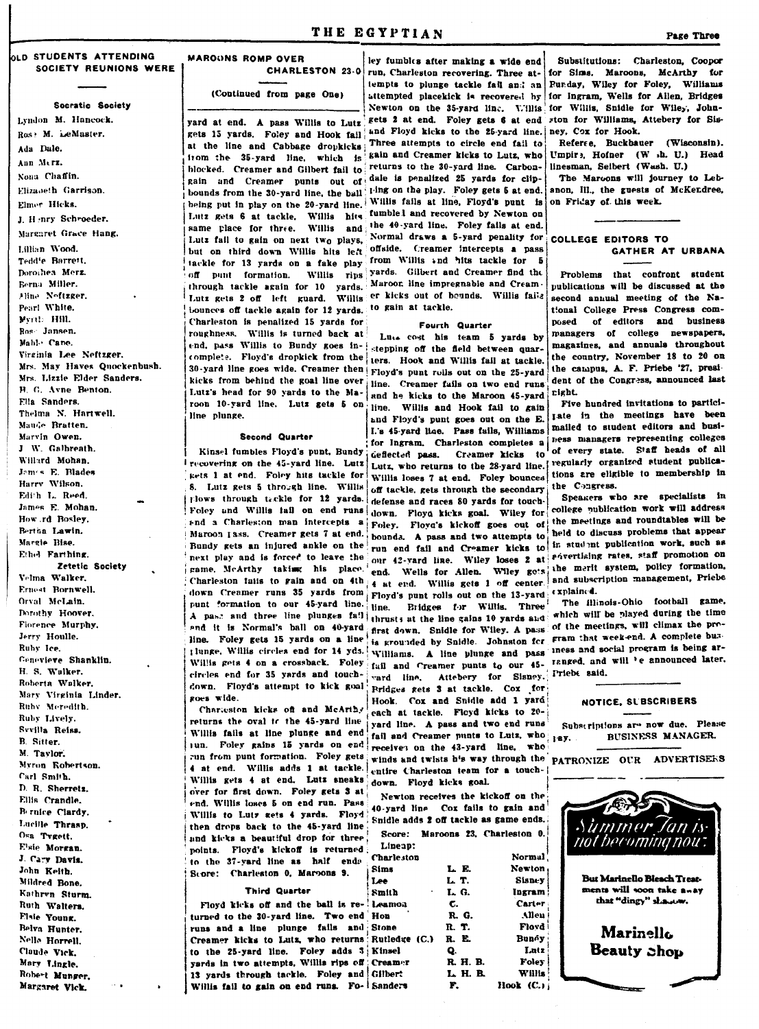## OLD STUDENTS ATTENDING SOCIETY REUNIONS WERE

### Socratic Society

Lyndon M. Hancock.
Rose M. LeMaster.
Ada Dale.
Ann Merz.
Nona Chaffin.
Elizabeth Garrison.
Elmer Hicks.
J. Henry Schroeder.
Margaret Grace Hang.
Lillian Wood.
Teddie Barrett.
Dorothea Merz.
Berna Miller.
Aline Neftzger.
Pearl White.
Myrtl: Hill.
Ross Jansen.
Mable Cape.
Virginia Lee Neftzger.
Mrs. May Hayes Quockenbush.
Mrs. Lizzie Elder Sanders.
H. C. Ayne Benton.
Ella Sanders.
Thelma N. Hartwell.
Maude Bratten.
Marvin Owen.
J. W. Galbreath.
Willard Mohan.
James E. Blades
Harry Wilson.
Edith L. Reed.
James E. Mohan.
Howard Bosley.
Bertha Lawin.
Margie Bise.
Ethel Farthing.

### Zetetic Society

Velma Walker.
Ernest Bornwell.
Orval McLain.
Dorothy Hoover.
Florence Murphy.
Jerry Houlle.
Ruby Ice.
Genevieve Shanklin.
H. S. Walker.
Roberta Walker.
Mary Virginia Linder.
Ruby Meredith.
Ruby Lively.
Syvilla Reiss.
B. Sitter.
M. Taylor.
Myron Robertson.
Carl Smith.
D. R. Sherretz.
Ellis Crandle.
Bernice Clardy.
Lucille Thrasp.
Osa Tygett.
Elsie Morgan.
J. Cary Davis.
John Keith.
Mildred Bone.
Kathryn Sturm.
Ruth Walters.
Elsie Young.
Belva Hunter.
Nelle Horrell.
Claude Vick.
Mary Lingle.
Robert Munger.
Margaret Vick.

## MAROONS ROMP OVER CHARLESTON 23-0

(Continued from page One)

yard at end. A pass Willis to Lutz gets 15 yards. Foley and Hook fail at the line and Cabbage dropkicks from the 35-yard line, which is blocked. Creamer and Gilbert fail to gain and Creamer punts out of bounds from the 30-yard line, the ball being put in play on the 20-yard line. Lutz gets 6 at tackle. Willis hits same place for three. Willis and Lutz fail to gain on next two plays, but on third down Willis hits left tackle for 13 yards on a fake play off punt formation. Willis rips through tackle again for 10 yards. Lutz gets 2 off left guard. Willis bounces off tackle again for 12 yards. Charleston is penalized 15 yards for roughness. Willis is turned back at end, pass Willis to Bundy goes incomplete. Floyd's dropkick from the 30-yard line goes wide. Creamer then kicks from behind the goal line over Lutz's head for 90 yards to the Maroon 10-yard line. Lutz gets 5 on line plunge.

### Second Quarter

Kinsel fumbles Floyd's punt, Bundy recovering on the 45-yard line. Lutz gets 1 at end. Foley hits tackle for 8. Lutz gets 5 through line. Willis plows through tackle for 12 yards. Foley and Willis fail on end runs and a Charleston man intercepts a Maroon pass. Creamer gets 7 at end. Bundy gets an injured ankle on the next play and is forced to leave the game, McArthy taking his place. Charleston fails to gain and on 4th down Creamer runs 35 yards from punt formation to our 45-yard line. A pass and three line plunges fail and it is Normal's ball on 40-yard line. Foley gets 15 yards on a line plunge, Willis circles end for 14 yds. Willis gets 4 on a crossback. Foley circles end for 35 yards and touchdown. Floyd's attempt to kick goal goes wide.

Charleston kicks off and McArthy returns the oval to the 45-yard line. Willis fails at line plunge and end run. Foley gains 15 yards on end run from punt formation. Foley gets 4 at end. Willis adds 1 at tackle. Willis gets 4 at end. Lutz sneaks over for first down. Foley gets 3 at end. Willis loses 5 on end run. Pass Willis to Lutz gets 4 yards. Floyd then drops back to the 45-yard line and kicks a beautiful drop for three points. Floyd's kickoff is returned to the 37-yard line as half ends. Score: Charleston 0, Maroons 9.

### Third Quarter

Floyd kicks off and the ball is returned to the 30-yard line. Two end runs and a line plunge fails and Creamer kicks to Lutz, who returns to the 25-yard line. Foley adds 3 yards in two attempts, Willis rips off 13 yards through tackle. Foley and Willis fail to gain on end runs. Foley fumbles after making a wide end run, Charleston recovering. Three attempts to plunge tackle fail and an attempted placekick is recovered by Newton on the 35-yard line. Willis gets 2 at end. Foley gets 6 at end and Floyd kicks to the 25-yard line. Three attempts to circle end fail to gain and Creamer kicks to Lutz, who returns to the 30-yard line. Carbondale is penalized 25 yards for clipping on the play. Foley gets 5 at end. Willis fails at line, Floyd's punt is fumbled and recovered by Newton on the 40-yard line. Foley fails at end. Normal draws a 5-yard penalty for offside. Creamer intercepts a pass from Willis and hits tackle for 5 yards. Gilbert and Creamer find the Maroon line impregnable and Creamer kicks out of bounds. Willis fails to gain at tackle.

### Fourth Quarter

Lutz cost his team 5 yards by stepping off the field between quarters. Hook and Willis fail at tackle. Floyd's punt rolls out on the 25-yard line. Creamer fails on two end runs and he kicks to the Maroon 45-yard line. Willis and Hook fail to gain and Floyd's punt goes out on the E. I.'s 45-yard line. Pass fails, Williams for Ingram. Charleston completes a deflected pass. Creamer kicks to Lutz, who returns to the 28-yard line. Willis loses 7 at end. Foley bounces off tackle, gets through the secondary defense and races 80 yards for touchdown. Floyd kicks goal. Wiley for Foley. Floyd's kickoff goes out of bounds. A pass and two attempts to run end fail and Creamer kicks to our 42-yard line. Wiley loses 2 at end. Wells for Allen. Wiley gets 4 at end. Willis gets 1 off center. Floyd's punt rolls out on the 13-yard line. Bridges for Willis. Three thrusts at the line gains 10 yards and first down. Snidle for Wiley. A pass is grounded by Snidle. Johnston for Williams. A line plunge and pass fail and Creamer punts to our 45-yard line. Attebery for Sisney. Bridges gets 3 at tackle. Cox for Hook. Cox and Snidle add 1 yard each at tackle. Floyd kicks to 20-yard line. A pass and two end runs fail and Creamer punts to Lutz, who receives on the 43-yard line, who winds and twists his way through the entire Charleston team for a touchdown. Floyd kicks goal.

Newton receives the kickoff on the 40-yard line. Cox fails to gain and Snidle adds 2 off tackle as game ends.

Score: Maroons 23, Charleston 0.

Lineup:

| Charleston | | Normal |
|---|---|---|
| Sims | L. E. | Newton |
| Lee | L. T. | Sisney |
| Smith | L. G. | Ingram |
| Leamon | C. | Carter |
| Hon | R. G. | Allen |
| Stone | R. T. | Floyd |
| Rutledge (C.) | R. E. | Bundy |
| Kinsel | Q. | Lutz |
| Creamer | R. H. B. | Foley |
| Gilbert | L. H. B. | Willis |
| Sanders | F. | Hook (C.) |

Substitutions: Charleston, Cooper for Sims. Maroons, McArthy for Bunday, Wiley for Foley, Williams for Ingram, Wells for Allen, Bridges for Willis, Snidle for Wiley, Johnston for Williams, Attebery for Sisney, Cox for Hook.

Referee, Buckbauer (Wisconsin). Umpire, Hofner (Wash. U.) Head linesman, Seibert (Wash. U.)

The Maroons will journey to Lebanon, Ill., the guests of McKendree, on Friday of this week.

## COLLEGE EDITORS TO GATHER AT URBANA

Problems that confront student publications will be discussed at the second annual meeting of the National College Press Congress composed of editors and business managers of college newspapers, magazines, and annuals throughout the country, November 18 to 20 on the campus, A. F. Priebe '27, president of the Congress, announced last night.

Five hundred invitations to participate in the meetings have been mailed to student editors and business managers representing colleges of every state. Staff heads of all regularly organized student publications are eligible to membership in the Congress.

Speakers who are specialists in college publication work will address the meetings and roundtables will be held to discuss problems that appear in student publication work, such as advertising rates, staff promotion on the merit system, policy formation, and subscription management, Priebe explained.

The Illinois-Ohio football game, which will be played during the time of the meetings, will climax the program that week-end. A complete business and social program is being arranged, and will be announced later, Priebe said.

## NOTICE, SUBSCRIBERS

Subscriptions are now due. Please pay. BUSINESS MANAGER.

PATRONIZE OUR ADVERTISERS

*Summer Tan is not becoming now:*

But Marinello Bleach Treatments will soon take away that "dingy" shadow.

**Marinello Beauty Shop**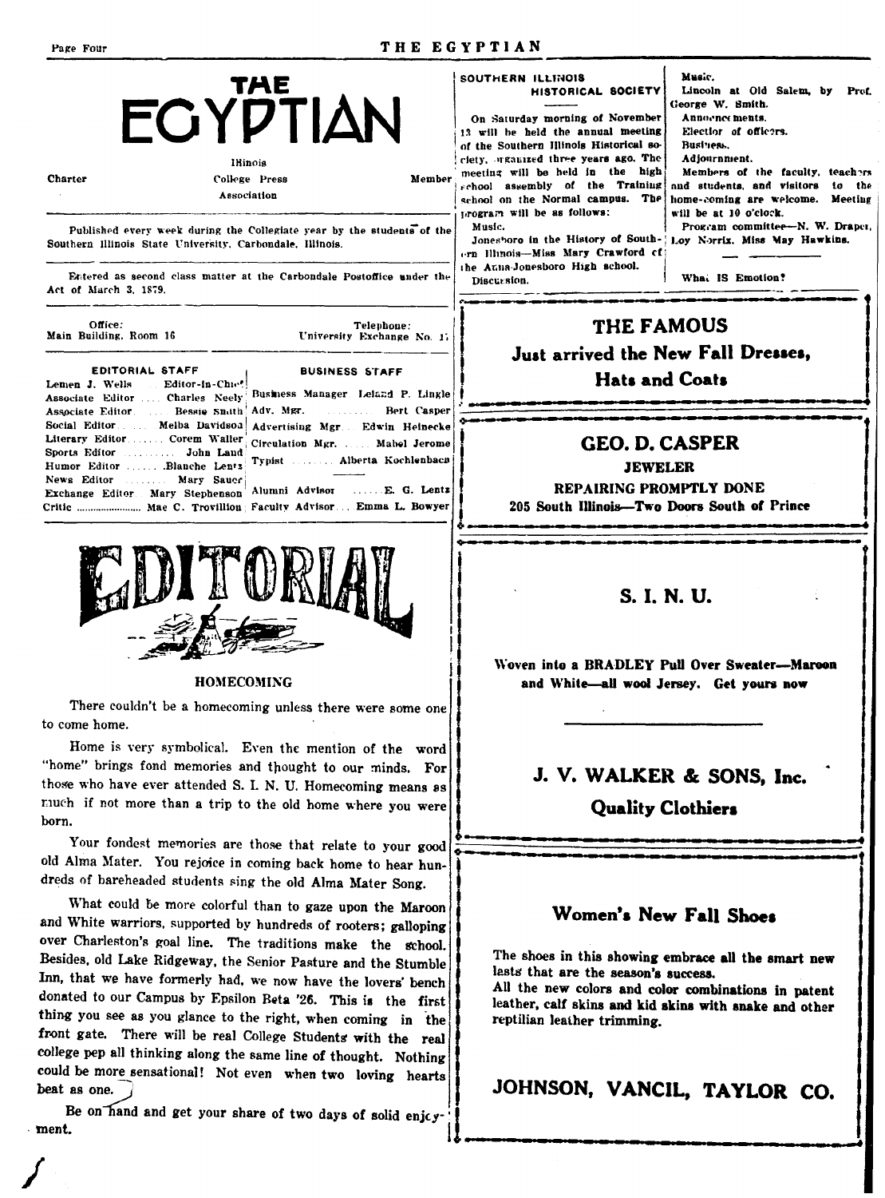# THE EGYPTIAN

Charter — Illinois College Press Association — Member

Published every week during the Collegiate year by the students of the Southern Illinois State University, Carbondale, Illinois.

Entered as second class matter at the Carbondale Postoffice under the Act of March 3, 1879.

Office: Main Building, Room 16

Telephone: University Exchange No. 17

| EDITORIAL STAFF | | BUSINESS STAFF | |
|---|---|---|---|
| Lemen J. Wells | Editor-in-Chief | Business Manager | Leland P. Lingle |
| Associate Editor | Charles Neely | Adv. Mgr. | Bert Casper |
| Associate Editor | Bessie Smith | Advertising Mgr. | Edwin Heinecke |
| Social Editor | Melba Davidson | Circulation Mgr. | Mabel Jerome |
| Literary Editor | Corem Waller | Typist | Alberta Kochlenbach |
| Sports Editor | John Land | | |
| Humor Editor | Blanche Lentz | | |
| News Editor | Mary Sauer | | |
| Exchange Editor | Mary Stephenson | Alumni Advisor | E. G. Lentz |
| Critic | Mae C. Trovillion | Faculty Advisor | Emma L. Bowyer |

## EDITORIAL

### HOMECOMING

There couldn't be a homecoming unless there were some one to come home.

Home is very symbolical. Even the mention of the word "home" brings fond memories and thought to our minds. For those who have ever attended S. I. N. U. Homecoming means as much if not more than a trip to the old home where you were born.

Your fondest memories are those that relate to your good old Alma Mater. You rejoice in coming back home to hear hundreds of bareheaded students sing the old Alma Mater Song.

What could be more colorful than to gaze upon the Maroon and White warriors, supported by hundreds of rooters; galloping over Charleston's goal line. The traditions make the school. Besides, old Lake Ridgeway, the Senior Pasture and the Stumble Inn, that we have formerly had, we now have the lovers' bench donated to our Campus by Epsilon Beta '26. This is the first thing you see as you glance to the right, when coming in the front gate. There will be real College Students with the real college pep all thinking along the same line of thought. Nothing could be more sensational! Not even when two loving hearts beat as one.

Be on hand and get your share of two days of solid enjoyment.

### SOUTHERN ILLINOIS HISTORICAL SOCIETY

On Saturday morning of November 13 will be held the annual meeting of the Southern Illinois Historical society, organized three years ago. The meeting will be held in the high school assembly of the Training school on the Normal campus. The program will be as follows:

Music.

Jonesboro in the History of Southern Illinois—Miss Mary Crawford of the Anna-Jonesboro High school.

Discussion.

Music.

Lincoln at Old Salem, by Prof. George W. Smith.

Announcements.

Election of officers.

Business.

Adjournment.

Members of the faculty, teachers and students, and visitors to the home-coming are welcome. Meeting will be at 10 o'clock.

Program committee—N. W. Draper, Loy Norris, Miss May Hawkins.

What IS Emotion?

---

**THE FAMOUS**

**Just arrived the New Fall Dresses, Hats and Coats**

---

**GEO. D. CASPER**

**JEWELER**

**REPAIRING PROMPTLY DONE**

**205 South Illinois—Two Doors South of Prince**

---

**S. I. N. U.**

**Woven into a BRADLEY Pull Over Sweater—Maroon and White—all wool Jersey. Get yours now**

**J. V. WALKER & SONS, Inc.**

**Quality Clothiers**

---

**Women's New Fall Shoes**

**The shoes in this showing embrace all the smart new lasts that are the season's success.**

**All the new colors and color combinations in patent leather, calf skins and kid skins with snake and other reptilian leather trimming.**

**JOHNSON, VANCIL, TAYLOR CO.**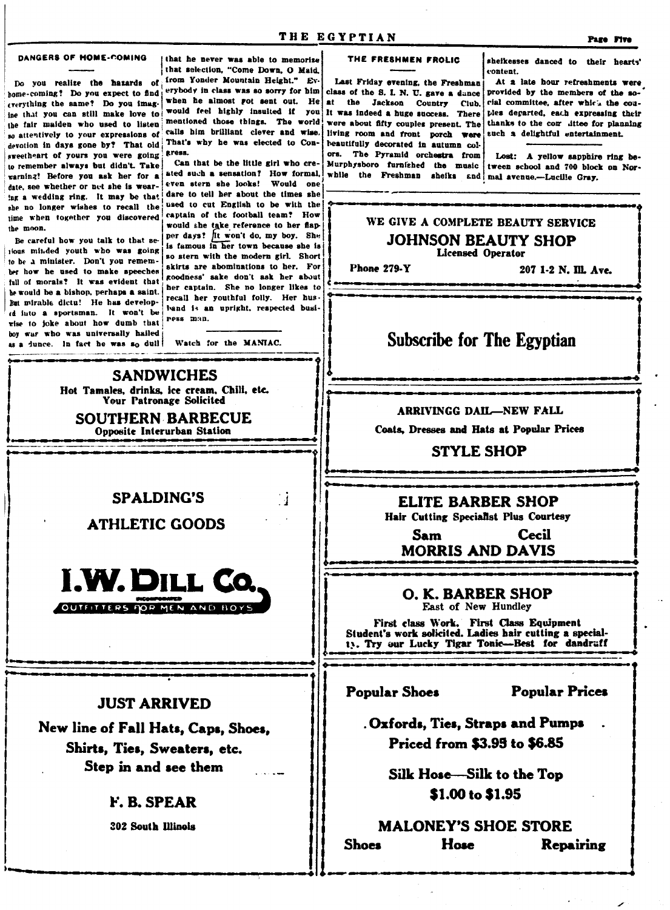## DANGERS OF HOME-COMING

Do you realize the hazards of home-coming? Do you expect to find everything the same? Do you imagine that you can still make love to the fair maiden who used to listen so attentively to your expressions of devotion in days gone by? That old sweetheart of yours you were going to remember always but didn't. Take warning! Before you ask her for a date, see whether or not she is wearing a wedding ring. It may be that she no longer wishes to recall the time when together you discovered the moon.

Be careful how you talk to that serious minded youth who was going to be a minister. Don't you remember how he used to make speeches full of morals? It was evident that he would be a bishop, perhaps a saint. But mirable dictu! He has developed into a sportsman. It won't be wise to joke about how dumb that boy was who was universally hailed as a dunce. In fact he was so dull that he never was able to memorize that selection, "Come Down, O Maid, from Yonder Mountain Height." Everybody in class was so sorry for him when he almost got sent out. He would feel highly insulted if you mentioned those things. The world calls him brilliant clever and wise. That's why he was elected to Congress.

Can that be the little girl who created such a sensation? How formal, even stern she looks! Would one dare to tell her about the times she used to cut English to be with the captain of the football team? How would she take reference to her flapper days? It won't do, my boy. She is famous in her town because she is so stern with the modern girl. Short skirts are abominations to her. For goodness' sake don't ask her about her captain. She no longer likes to recall her youthful folly. Her husband is an upright, respected business man.

---

Watch for the MANIAC.

## THE FRESHMEN FROLIC

Last Friday evening, the Freshman class of the S. I. N. U. gave a dance at the Jackson Country Club. It was indeed a huge success. There were about fifty couples present. The living room and front porch were beautifully decorated in autumn colors. The Pyramid orchestra from Murphysboro furnished the music while the Freshman sheiks and sheikesses danced to their hearts' content.

At a late hour refreshments were provided by the members of the social committee, after which the couples departed, each expressing their thanks to the committee for planning such a delightful entertainment.

---

Lost: A yellow sapphire ring between school and 700 block on Normal avenue.—Lucille Gray.

---

**SANDWICHES**
**Hot Tamales, drinks, ice cream, Chili, etc.**
**Your Patronage Solicited**
**SOUTHERN BARBECUE**
**Opposite Interurban Station**

---

**SPALDING'S**

**ATHLETIC GOODS**

**I. W. DILL CO.**
INCORPORATED
OUTFITTERS FOR MEN AND BOYS

---

**JUST ARRIVED**

**New line of Fall Hats, Caps, Shoes, Shirts, Ties, Sweaters, etc.**
**Step in and see them**

**F. B. SPEAR**
**302 South Illinois**

---

**WE GIVE A COMPLETE BEAUTY SERVICE**
**JOHNSON BEAUTY SHOP**
**Licensed Operator**
**Phone 279-Y** — **207 1-2 N. Ill. Ave.**

---

**Subscribe for The Egyptian**

---

**ARRIVINGG DAIL—NEW FALL**
**Coats, Dresses and Hats at Popular Prices**
**STYLE SHOP**

---

**ELITE BARBER SHOP**
**Hair Cutting Specialist Plus Courtesy**
**Sam Cecil**
**MORRIS AND DAVIS**

---

**O. K. BARBER SHOP**
East of New Hundley
**First class Work. First Class Equipment**
**Student's work solicited. Ladies hair cutting a specialty. Try our Lucky Tigar Tonic—Best for dandruff**

---

**Popular Shoes — Popular Prices**

**Oxfords, Ties, Straps and Pumps**
**Priced from $3.95 to $6.85**

**Silk Hose—Silk to the Top**
**$1.00 to $1.95**

**MALONEY'S SHOE STORE**
**Shoes — Hose — Repairing**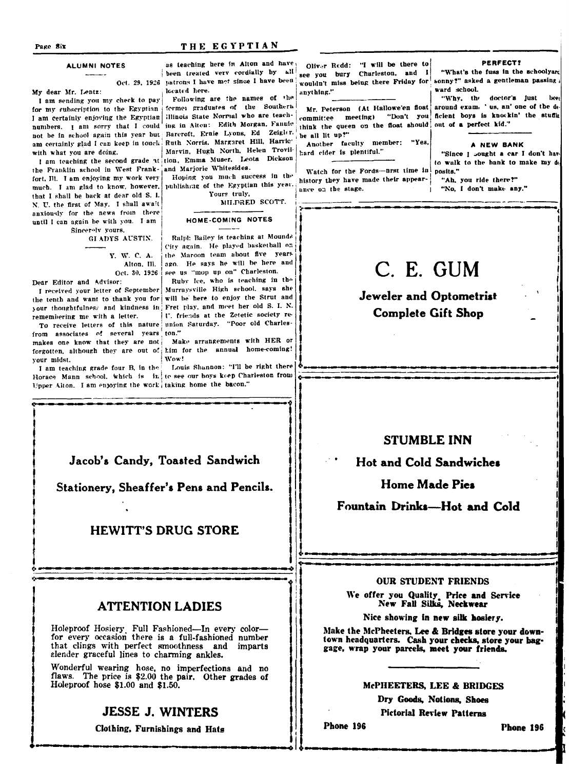## ALUMNI NOTES

Oct. 29, 1926

My dear Mr. Lentz:

I am sending you my check to pay for my subscription to the Egyptian. I am certainly enjoying the Egyptian numbers. I am sorry that I could not be in school again this year but am certainly glad I can keep in touch with what you are doing.

I am teaching the second grade at the Franklin school in West Frankfort, Ill. I am enjoying my work very much. I am glad to know, however, that I shall be back at dear old S. I. N. U. the first of May. I shall await anxiously for the news from there until I can again be with you. I am

Sincerely yours,

GLADYS AUSTIN.

---

Y. W. C. A.
Alton, Ill.
Oct. 30, 1926

Dear Editor and Advisor:

I received your letter of September the tenth and want to thank you for your thoughtfulness and kindness in remembering me with a letter.

To receive letters of this nature from associates of several years makes one know that they are not forgotten, although they are out of your midst.

I am teaching grade four B, in the Horace Mann school, which is in Upper Alton. I am enjoying the work as teaching here in Alton and have been treated very cordially by all patrons I have met since I have been located here.

Following are the names of the former graduates of the Southern Illinois State Normal who are teaching in Alton: Edith Morgan, Fannie Barcroft, Ernie Lyons, Ed Zeigler, Ruth Norris, Margaret Hill, Harriet Marvin, Hugh North, Helen Trovillion, Emma Muser, Leota Dickson and Marjorie Whitesides.

Hoping you much success in the publishing of the Egyptian this year.

Yours truly,

MILDRED SCOTT.

## HOME-COMING NOTES

Ralph Bailey is teaching at Mounds City again. He played basketball on the Maroon team about five years ago. He says he will be here and see us "mop up on" Charleston.

Ruby Ice, who is teaching in the Murraysville High school, says she will be here to enjoy the Strut and Fret play, and meet her old S. I. N. U. friends at the Zetetic society reunion Saturday. "Poor old Charleston."

Make arrangements with HER or him for the annual home-coming! Wow!

Louis Shannon: "I'll be right there to see our boys keep Charleston from taking home the bacon."

Oliver Redd: "I will be there to see you bury Charleston, and I wouldn't miss being there Friday for anything."

---

Mr. Peterson (At Hallowe'en float committee meeting) "Don't you think the queen on the float should be all lit up?"

Another faculty member: "Yes, hard cider is plentiful."

---

Watch for the Fords—first time in history they have made their appearance on the stage.

### PERFECT?

"What's the fuss in the schoolyard, sonny?" asked a gentleman passing a ward school.

"Why, the doctor's just been around exam'us, an' one of the deficient boys is knockin' the stuffin out of a perfect kid."

### A NEW BANK

"Since I bought a car I don't have to walk to the bank to make my deposits."

"Ah, you ride there?"

"No, I don't make any."

---

# C. E. GUM

**Jeweler and Optometrist**

**Complete Gift Shop**

---

**Jacob's Candy, Toasted Sandwich**

**Stationery, Sheaffer's Pens and Pencils.**

## HEWITT'S DRUG STORE

---

## STUMBLE INN

**Hot and Cold Sandwiches**

**Home Made Pies**

**Fountain Drinks—Hot and Cold**

---

## ATTENTION LADIES

Holeproof Hosiery. Full Fashioned—In every color—for every occasion there is a full-fashioned number that clings with perfect smoothness and imparts slender graceful lines to charming ankles.

Wonderful wearing hose, no imperfections and no flaws. The price is $2.00 the pair. Other grades of Holeproof hose $1.00 and $1.50.

## JESSE J. WINTERS

**Clothing, Furnishings and Hats**

---

**OUR STUDENT FRIENDS**

**We offer you Quality, Price and Service**
**New Fall Silks, Neckwear**

**Nice showing in new silk hosiery.**

**Make the McPheeters, Lee & Bridges store your downtown headquarters. Cash your checks, store your baggage, wrap your parcels, meet your friends.**

**McPHEETERS, LEE & BRIDGES**

**Dry Goods, Notions, Shoes**

**Pictorial Review Patterns**

**Phone 196** **Phone 196**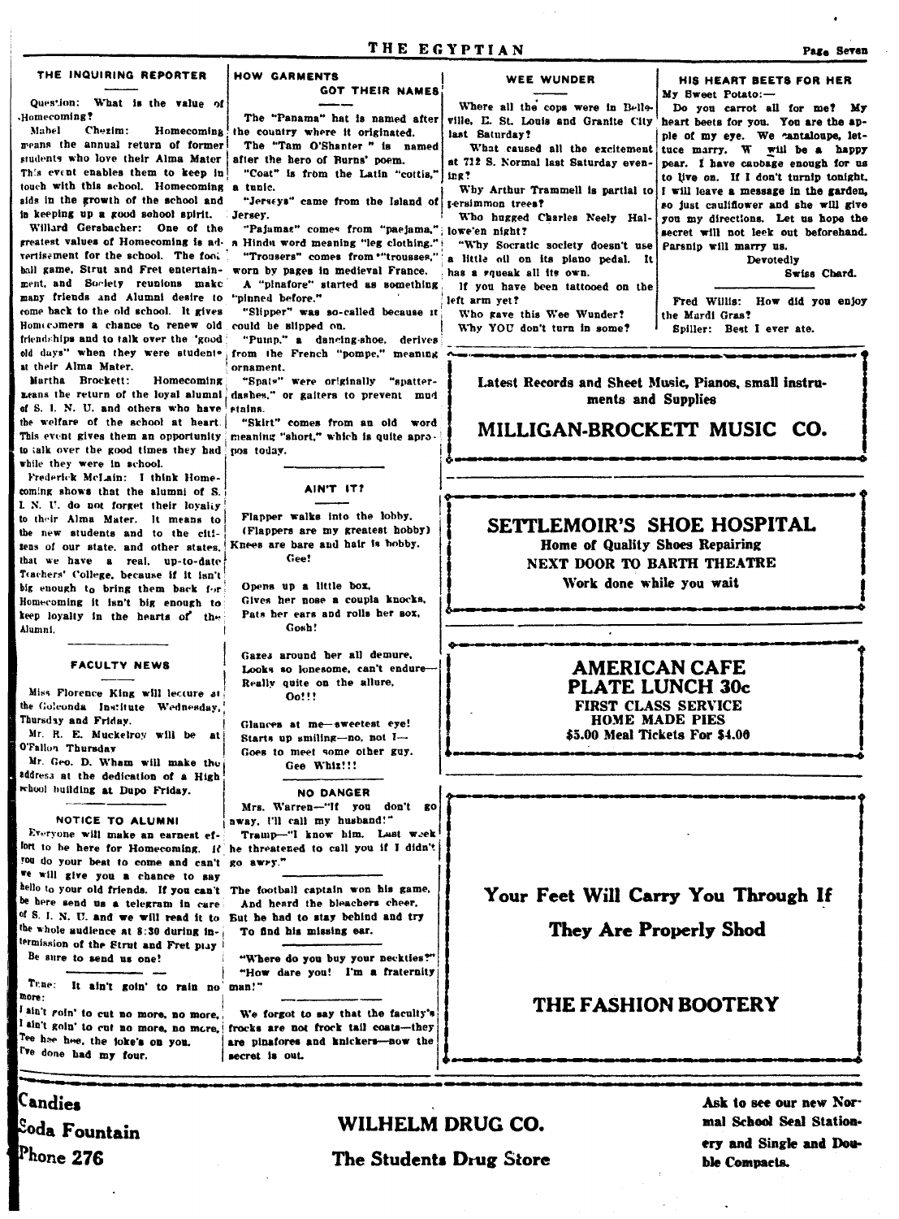## THE INQUIRING REPORTER

Question: What is the value of Homecoming?

Mabel Chezim: Homecoming means the annual return of former students who love their Alma Mater This event enables them to keep in touch with this school. Homecoming aids in the growth of the school and in keeping up a good school spirit.

Willard Gersbacher: One of the greatest values of Homecoming is advertisement for the school. The foot ball game, Strut and Fret entertainment, and Society reunions make many friends and Alumni desire to come back to the old school. It gives Homecomers a chance to renew old friendships and to talk over the "good old days" when they were students at their Alma Mater.

Martha Brockett: Homecoming means the return of the loyal alumni of S. I. N. U. and others who have the welfare of the school at heart. This event gives them an opportunity to talk over the good times they had while they were in school.

Frederick McLain: I think Homecoming shows that the alumni of S. I. N. U. do not forget their loyalty to their Alma Mater. It means to the new students and to the citizens of our state, and other states, that we have a real, up-to-date Teachers' College, because if it isn't big enough to bring them back for Homecoming it isn't big enough to keep loyalty in the hearts of the Alumni.

## FACULTY NEWS

Miss Florence King will lecture at the Golconda Institute Wednesday, Thursday and Friday.

Mr. R. E. Muckelroy will be at O'Fallon Thursday

Mr. Geo. D. Wham will make the address at the dedication of a High school building at Dupo Friday.

## NOTICE TO ALUMNI

Everyone will make an earnest effort to be here for Homecoming. If you do your best to come and can't we will give you a chance to say hello to your old friends. If you can't be here send us a telegram in care of S. I. N. U. and we will read it to the whole audience at 8:30 during intermission of the Strut and Fret play

Be sure to send us one!

---

Tune: It ain't goin' to rain no more:

I ain't goin' to cut no more, no more,
I ain't goin' to cut no more, no more,
Tee hee hee, the joke's on you.
I've done had my four.

## HOW GARMENTS GOT THEIR NAMES

The "Panama" hat is named after the country where it originated.

The "Tam O'Shanter" is named after the hero of Burns' poem.

"Coat" is from the Latin "cottis," a tunic.

"Jerseys" came from the Island of Jersey.

"Pajamas" comes from "paejama," a Hindu word meaning "leg clothing."

"Trousers" comes from "trousses," worn by pages in medieval France.

A "pinafore" started as something "pinned before."

"Slipper" was so-called because it could be slipped on.

"Pump," a dancing-shoe, derives from the French "pompe," meaning ornament.

"Spats" were originally "spatter-dashes," or gaiters to prevent mud stains.

"Skirt" comes from an old word meaning "short," which is quite apropos today.

## AIN'T IT?

Flapper walks into the lobby.
(Flappers are my greatest hobby)
Knees are bare and hair is bobby.
Gee!

Opens up a little box,
Gives her nose a coupla knocks,
Pats her ears and rolls her sox,
Gosh!

Gazes around her all demure,
Looks so lonesome, can't endure—
Really quite on the allure,
Oo!!!

Glances at me—sweetest eye!
Starts up smiling—no, not I—
Goes to meet some other guy.
Gee Whiz!!!

## NO DANGER

Mrs. Warren—"If you don't go away, I'll call my husband!"

Tramp—"I know him. Last week he threatened to call you if I didn't go away."

---

The football captain won his game,
And heard the bleachers cheer,
But he had to stay behind and try
To find his missing ear.

---

"Where do you buy your neckties?"
"How dare you! I'm a fraternity man!"

---

We forgot to say that the faculty's frocks are not frock tail coats—they are pinafores and knickers—now the secret is out.

## WEE WUNDER

Where all the cops were in Belleville, E. St. Louis and Granite City last Saturday?

What caused all the excitement at 712 S. Normal last Saturday evening?

Why Arthur Trammell is partial to persimmon trees?

Who hugged Charles Neely Hallowe'en night?

"Why Socratic society doesn't use a little oil on its piano pedal. It has a squeak all its own.

If you have been tattooed on the left arm yet?

Who gave this Wee Wunder?

Why YOU don't turn in some?

## HIS HEART BEETS FOR HER

My Sweet Potato:—

Do you carrot all for me? My heart beets for you. You are the apple of my eye. We cantaloupe, lettuce marry. W will be a happy pear. I have cabbage enough for us to live on. If I don't turnip tonight, I will leave a message in the garden, so just cauliflower and she will give you my directions. Let us hope the secret will not leek out beforehand. Parsnip will marry us.

Devotedly
Swiss Chard.

---

Fred Willis: How did you enjoy the Mardi Gras?

Spiller: Best I ever ate.

---

**Latest Records and Sheet Music, Pianos, small instruments and Supplies**

**MILLIGAN-BROCKETT MUSIC CO.**

---

**SETTLEMOIR'S SHOE HOSPITAL**
**Home of Quality Shoes Repairing**
**NEXT DOOR TO BARTH THEATRE**
**Work done while you wait**

---

**AMERICAN CAFE**
**PLATE LUNCH 30c**
**FIRST CLASS SERVICE**
**HOME MADE PIES**
**$5.00 Meal Tickets For $4.00**

---

**Your Feet Will Carry You Through If They Are Properly Shod**

**THE FASHION BOOTERY**

---

**Candies**
**Soda Fountain**
**Phone 276**

**WILHELM DRUG CO.**
**The Students Drug Store**

**Ask to see our new Normal School Seal Stationery and Single and Double Compacts.**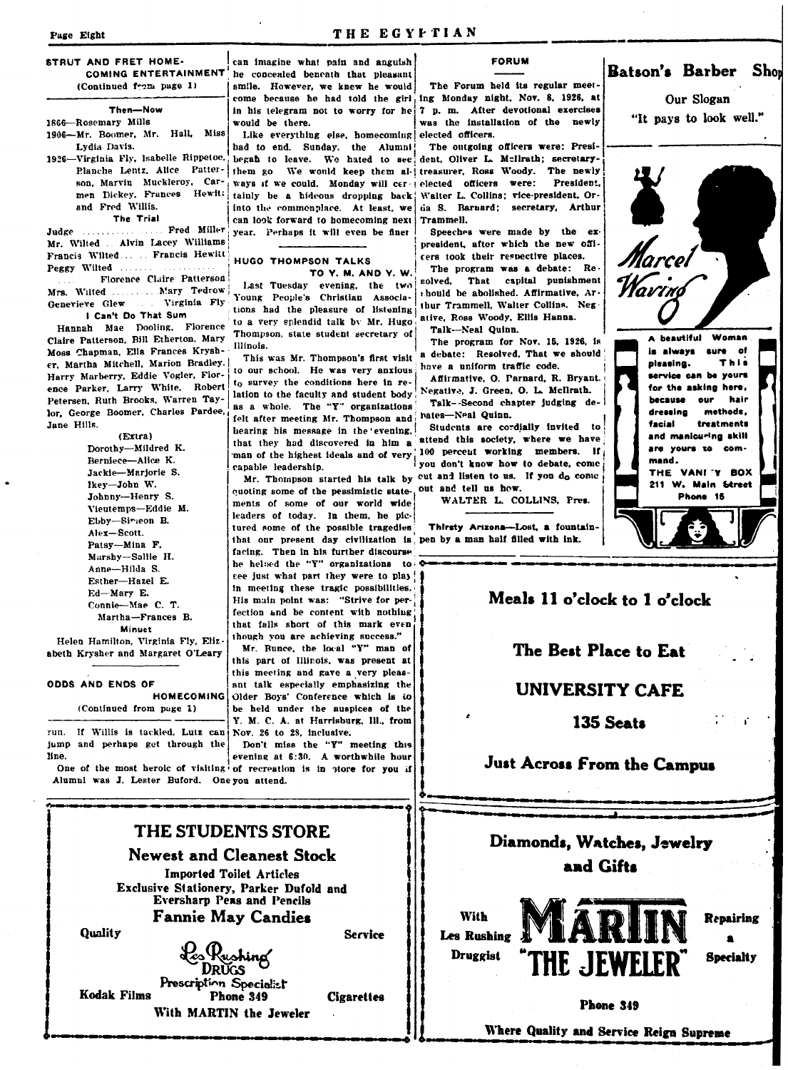## STRUT AND FRET HOMECOMING ENTERTAINMENT

(Continued from page 1)

### Then—Now

1866—Rosemary Mills

1906—Mr. Boomer, Mr. Hall, Miss Lydia Davis.

1926—Virginia Fly, Isabelle Rippetoe, Blanche Lentz, Alice Patterson, Marvin Muckleroy, Carmen Dickey, Frances Hewitt and Fred Willis.

### The Trial

Judge .................. Fred Miller
Mr. Wilted ... Alvin Lacey Williams
Francis Wilted ...... Francis Hewitt
Peggy Wilted ........................ Florence Claire Patterson
Mrs. Wilted ............ Mary Tedrow
Genevieve Glew ...... Virginia Fly

### I Can't Do That Sum

Hannah Mae Dooling, Florence Claire Patterson, Bill Etherton, Mary Moss Chapman, Ella Frances Krysher, Martha Mitchell, Marion Bradley, Harry Marberry, Eddie Vogler, Florence Parker, Larry White, Robert Petersen, Ruth Brooks, Warren Taylor, George Boomer, Charles Pardee, Jane Hills.

(Extra)

Dorothy—Mildred K.
Berniece—Alice K.
Jackie—Marjorie S.
Ikey—John W.
Johnny—Henry S.
Vieutemps—Eddie M.
Ebby—Simeon B.
Alex—Scott.
Patsy—Mina F.
Marshy—Sallie H.
Anne—Hilda S.
Esther—Hazel E.
Ed—Mary E.
Connie—Mae C. T.
Martha—Frances B.

### Minuet

Helen Hamilton, Virginia Fly, Elizabeth Krysher and Margaret O'Leary

---

## ODDS AND ENDS OF HOMECOMING

(Continued from page 1)

run. If Willis is tackled, Lutz can jump and perhaps get through the line.

One of the most heroic of visiting Alumni was J. Lester Buford. One can imagine what pain and anguish he concealed beneath that pleasant smile. However, we knew he would come because he had told the girl in his telegram not to worry for he would be there.

Like everything else, homecoming had to end. Sunday, the Alumni began to leave. We hated to see them go. We would keep them always if we could. Monday will certainly be a hideous dropping back into the commonplace. At least, we can look forward to homecoming next year. Perhaps it will even be finer.

---

## HUGO THOMPSON TALKS TO Y. M. AND Y. W.

Last Tuesday evening, the two Young People's Christian Associations had the pleasure of listening to a very splendid talk by Mr. Hugo Thompson, state student secretary of Illinois.

This was Mr. Thompson's first visit to our school. He was very anxious to survey the conditions here in relation to the faculty and student body as a whole. The "Y" organizations felt after meeting Mr. Thompson and hearing his message in the evening, that they had discovered in him a man of the highest ideals and of very capable leadership.

Mr. Thompson started his talk by quoting some of the pessimistic statements of some of our world wide leaders of today. In them, he pictured some of the possible tragedies that our present day civilization is facing. Then in his further discourse he helped the "Y" organizations to see just what part they were to play in meeting these tragic possibilities. His main point was: "Strive for perfection and be content with nothing that falls short of this mark even though you are achieving success."

Mr. Bunce, the local "Y" man of this part of Illinois, was present at this meeting and gave a very pleasant talk especially emphasizing the Older Boys' Conference which is to be held under the auspices of the Y. M. C. A. at Harrisburg, Ill., from Nov. 26 to 28, inclusive.

Don't miss the "Y" meeting this evening at 6:30. A worthwhile hour of recreation is in store for you if you attend.

---

## FORUM

The Forum held its regular meeting Monday night, Nov. 8, 1926, at 7 p. m. After devotional exercises was the installation of the newly elected officers.

The outgoing officers were: President, Oliver L. McIlrath; secretary-treasurer, Ross Woody. The newly elected officers were: President, Walter L. Collins; vice-president, Orda S. Barnard; secretary, Arthur Trammell.

Speeches were made by the ex-president, after which the new officers took their respective places.

The program was a debate: Resolved, That capital punishment should be abolished. Affirmative, Arthur Trammell, Walter Collins. Negative, Ross Woody, Ellis Hanna.

Talk—Neal Quinn.

The program for Nov. 15, 1926, is a debate: Resolved, That we should have a uniform traffic code.

Affirmative, O. Barnard, R. Bryant. Negative, J. Green, O. L. McIlrath.

Talk—Second chapter judging debates—Neal Quinn.

Students are cordially invited to attend this society, where we have 100 percent working members. If you don't know how to debate, come out and listen to us. If you do come out and tell us how.

WALTER L. COLLINS, Pres.

---

**Thirsty Arizona**—Lost, a fountain-pen by a man half filled with ink.

---

## Batson's Barber Shop

Our Slogan

"It pays to look well."

Marcel Waving

A beautiful Woman is always sure of pleasing. This service can be yours for the asking here, because our hair dressing methods, facial treatments and manicuring skill are yours to command.

THE VANITY BOX
211 W. Main Street
Phone 15

---

## Meals 11 o'clock to 1 o'clock

## The Best Place to Eat

## UNIVERSITY CAFE

## 135 Seats

## Just Across From the Campus

---

## THE STUDENTS STORE

### Newest and Cleanest Stock

Imported Toilet Articles
Exclusive Stationery, Parker Dufold and Eversharp Pens and Pencils

**Fannie May Candies**

Quality — Service

Les Rushing DRUGS
Prescription Specialist

Kodak Films — Phone 349 — Cigarettes

With MARTIN the Jeweler

---

## Diamonds, Watches, Jewelry and Gifts

With Les Rushing Druggist

MARTIN "THE JEWELER"

Repairing a Specialty

Phone 349

Where Quality and Service Reign Supreme